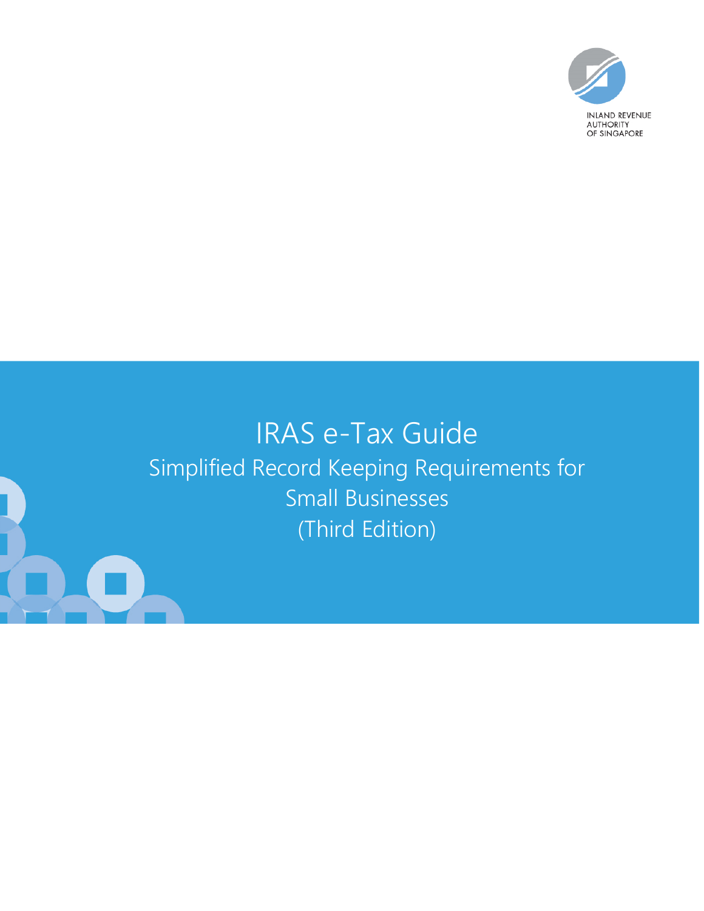INLAND REVENUE AUTHORITY OF SINGAPORE

# IRAS e-Tax Guide

## Simplified Record Keeping Requirements for Small Businesses (Third Edition)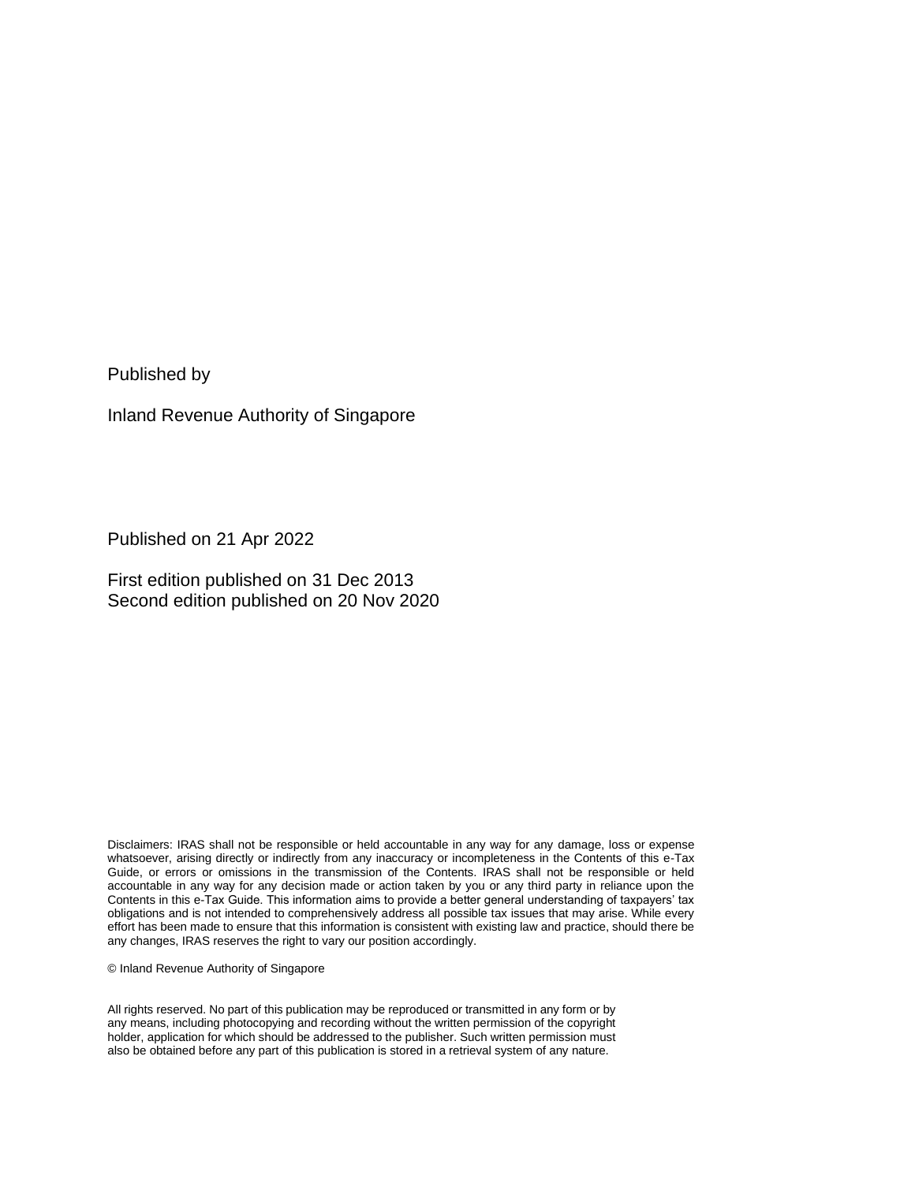Published by

Inland Revenue Authority of Singapore

Published on 21 Apr 2022

First edition published on 31 Dec 2013
Second edition published on 20 Nov 2020

Disclaimers: IRAS shall not be responsible or held accountable in any way for any damage, loss or expense whatsoever, arising directly or indirectly from any inaccuracy or incompleteness in the Contents of this e-Tax Guide, or errors or omissions in the transmission of the Contents. IRAS shall not be responsible or held accountable in any way for any decision made or action taken by you or any third party in reliance upon the Contents in this e-Tax Guide. This information aims to provide a better general understanding of taxpayers' tax obligations and is not intended to comprehensively address all possible tax issues that may arise. While every effort has been made to ensure that this information is consistent with existing law and practice, should there be any changes, IRAS reserves the right to vary our position accordingly.

© Inland Revenue Authority of Singapore

All rights reserved. No part of this publication may be reproduced or transmitted in any form or by any means, including photocopying and recording without the written permission of the copyright holder, application for which should be addressed to the publisher. Such written permission must also be obtained before any part of this publication is stored in a retrieval system of any nature.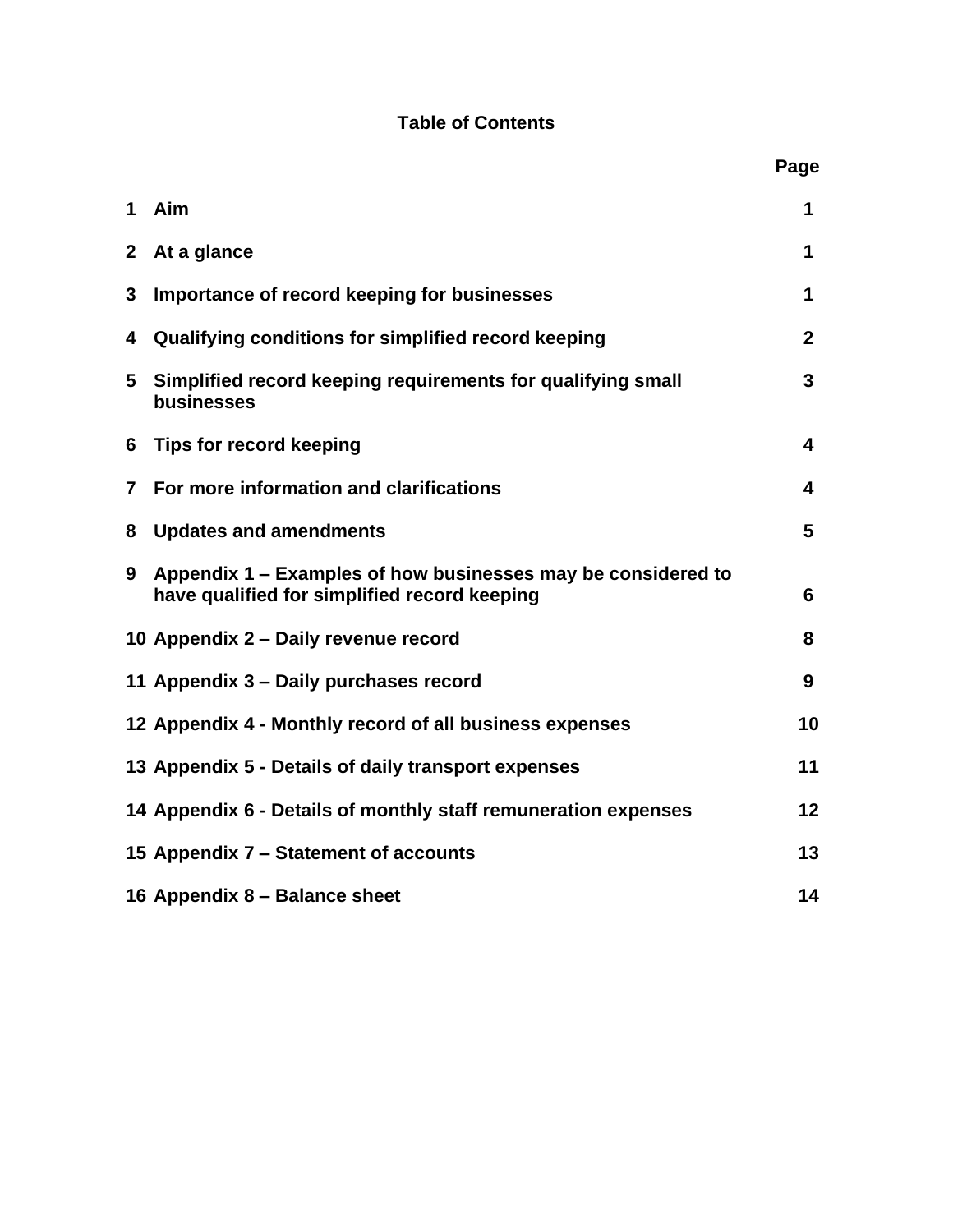# Table of Contents

| | | Page |
|---|---|---|
| 1 | Aim | 1 |
| 2 | At a glance | 1 |
| 3 | Importance of record keeping for businesses | 1 |
| 4 | Qualifying conditions for simplified record keeping | 2 |
| 5 | Simplified record keeping requirements for qualifying small businesses | 3 |
| 6 | Tips for record keeping | 4 |
| 7 | For more information and clarifications | 4 |
| 8 | Updates and amendments | 5 |
| 9 | Appendix 1 – Examples of how businesses may be considered to have qualified for simplified record keeping | 6 |
| 10 | Appendix 2 – Daily revenue record | 8 |
| 11 | Appendix 3 – Daily purchases record | 9 |
| 12 | Appendix 4 - Monthly record of all business expenses | 10 |
| 13 | Appendix 5 - Details of daily transport expenses | 11 |
| 14 | Appendix 6 - Details of monthly staff remuneration expenses | 12 |
| 15 | Appendix 7 – Statement of accounts | 13 |
| 16 | Appendix 8 – Balance sheet | 14 |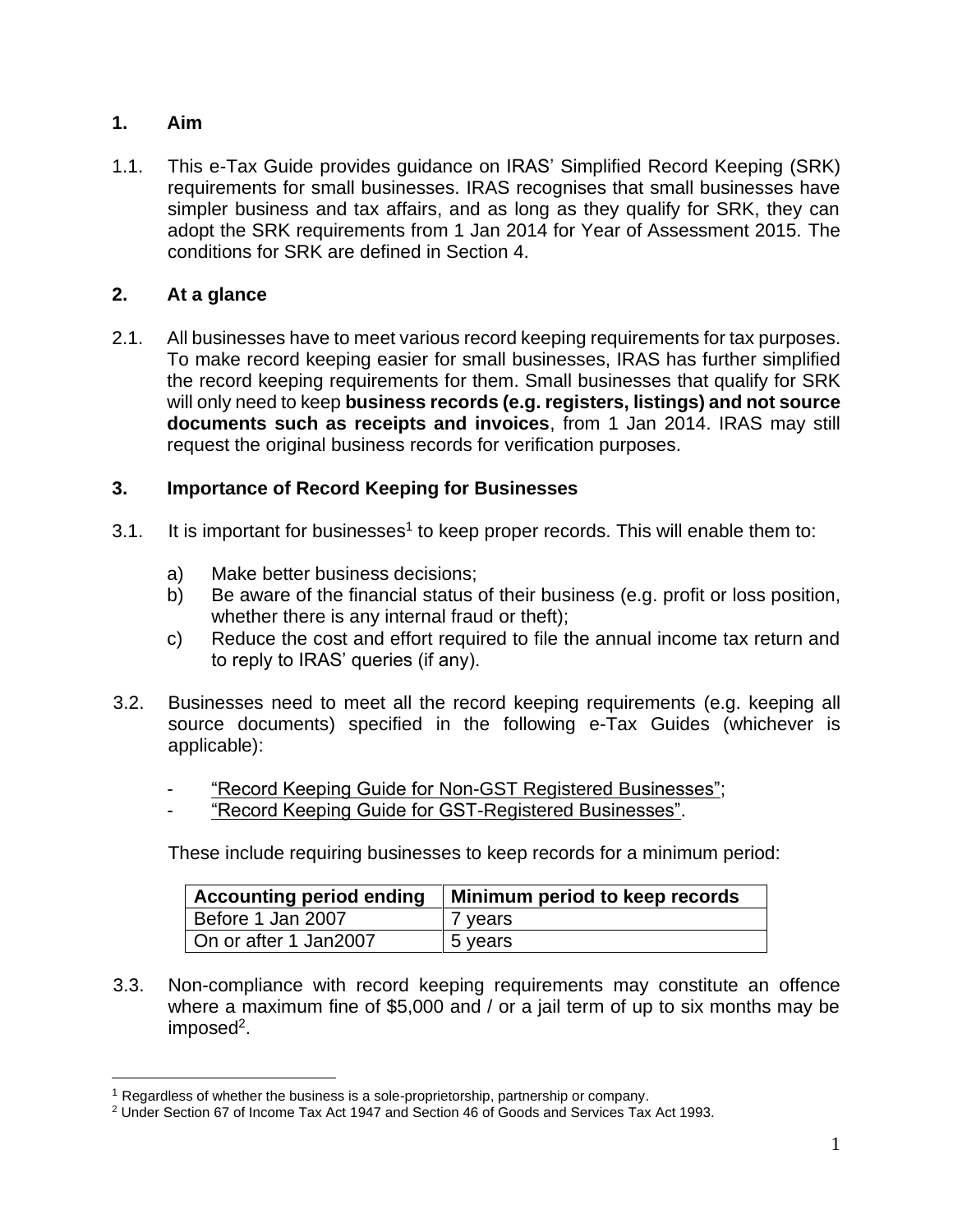## 1. Aim

1.1. This e-Tax Guide provides guidance on IRAS' Simplified Record Keeping (SRK) requirements for small businesses. IRAS recognises that small businesses have simpler business and tax affairs, and as long as they qualify for SRK, they can adopt the SRK requirements from 1 Jan 2014 for Year of Assessment 2015. The conditions for SRK are defined in Section 4.

## 2. At a glance

2.1. All businesses have to meet various record keeping requirements for tax purposes. To make record keeping easier for small businesses, IRAS has further simplified the record keeping requirements for them. Small businesses that qualify for SRK will only need to keep **business records (e.g. registers, listings) and not source documents such as receipts and invoices**, from 1 Jan 2014. IRAS may still request the original business records for verification purposes.

## 3. Importance of Record Keeping for Businesses

3.1. It is important for businesses[1] to keep proper records. This will enable them to:

a) Make better business decisions;
b) Be aware of the financial status of their business (e.g. profit or loss position, whether there is any internal fraud or theft);
c) Reduce the cost and effort required to file the annual income tax return and to reply to IRAS' queries (if any).

3.2. Businesses need to meet all the record keeping requirements (e.g. keeping all source documents) specified in the following e-Tax Guides (whichever is applicable):

- "Record Keeping Guide for Non-GST Registered Businesses";
- "Record Keeping Guide for GST-Registered Businesses".

These include requiring businesses to keep records for a minimum period:

| Accounting period ending | Minimum period to keep records |
|---|---|
| Before 1 Jan 2007 | 7 years |
| On or after 1 Jan2007 | 5 years |

3.3. Non-compliance with record keeping requirements may constitute an offence where a maximum fine of $5,000 and / or a jail term of up to six months may be imposed[2].

---

[1] Regardless of whether the business is a sole-proprietorship, partnership or company.

[2] Under Section 67 of Income Tax Act 1947 and Section 46 of Goods and Services Tax Act 1993.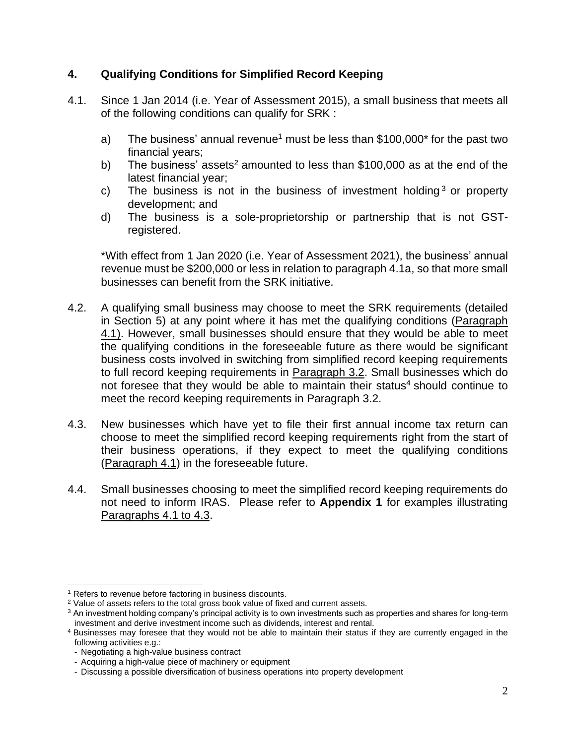## 4. Qualifying Conditions for Simplified Record Keeping

4.1. Since 1 Jan 2014 (i.e. Year of Assessment 2015), a small business that meets all of the following conditions can qualify for SRK :

a) The business' annual revenue[1] must be less than $100,000* for the past two financial years;

b) The business' assets[2] amounted to less than $100,000 as at the end of the latest financial year;

c) The business is not in the business of investment holding[3] or property development; and

d) The business is a sole-proprietorship or partnership that is not GST-registered.

*With effect from 1 Jan 2020 (i.e. Year of Assessment 2021), the business' annual revenue must be $200,000 or less in relation to paragraph 4.1a, so that more small businesses can benefit from the SRK initiative.

4.2. A qualifying small business may choose to meet the SRK requirements (detailed in Section 5) at any point where it has met the qualifying conditions (Paragraph 4.1). However, small businesses should ensure that they would be able to meet the qualifying conditions in the foreseeable future as there would be significant business costs involved in switching from simplified record keeping requirements to full record keeping requirements in Paragraph 3.2. Small businesses which do not foresee that they would be able to maintain their status[4] should continue to meet the record keeping requirements in Paragraph 3.2.

4.3. New businesses which have yet to file their first annual income tax return can choose to meet the simplified record keeping requirements right from the start of their business operations, if they expect to meet the qualifying conditions (Paragraph 4.1) in the foreseeable future.

4.4. Small businesses choosing to meet the simplified record keeping requirements do not need to inform IRAS. Please refer to **Appendix 1** for examples illustrating Paragraphs 4.1 to 4.3.

---

[1] Refers to revenue before factoring in business discounts.

[2] Value of assets refers to the total gross book value of fixed and current assets.

[3] An investment holding company's principal activity is to own investments such as properties and shares for long-term investment and derive investment income such as dividends, interest and rental.

[4] Businesses may foresee that they would not be able to maintain their status if they are currently engaged in the following activities e.g.:

- Negotiating a high-value business contract
- Acquiring a high-value piece of machinery or equipment
- Discussing a possible diversification of business operations into property development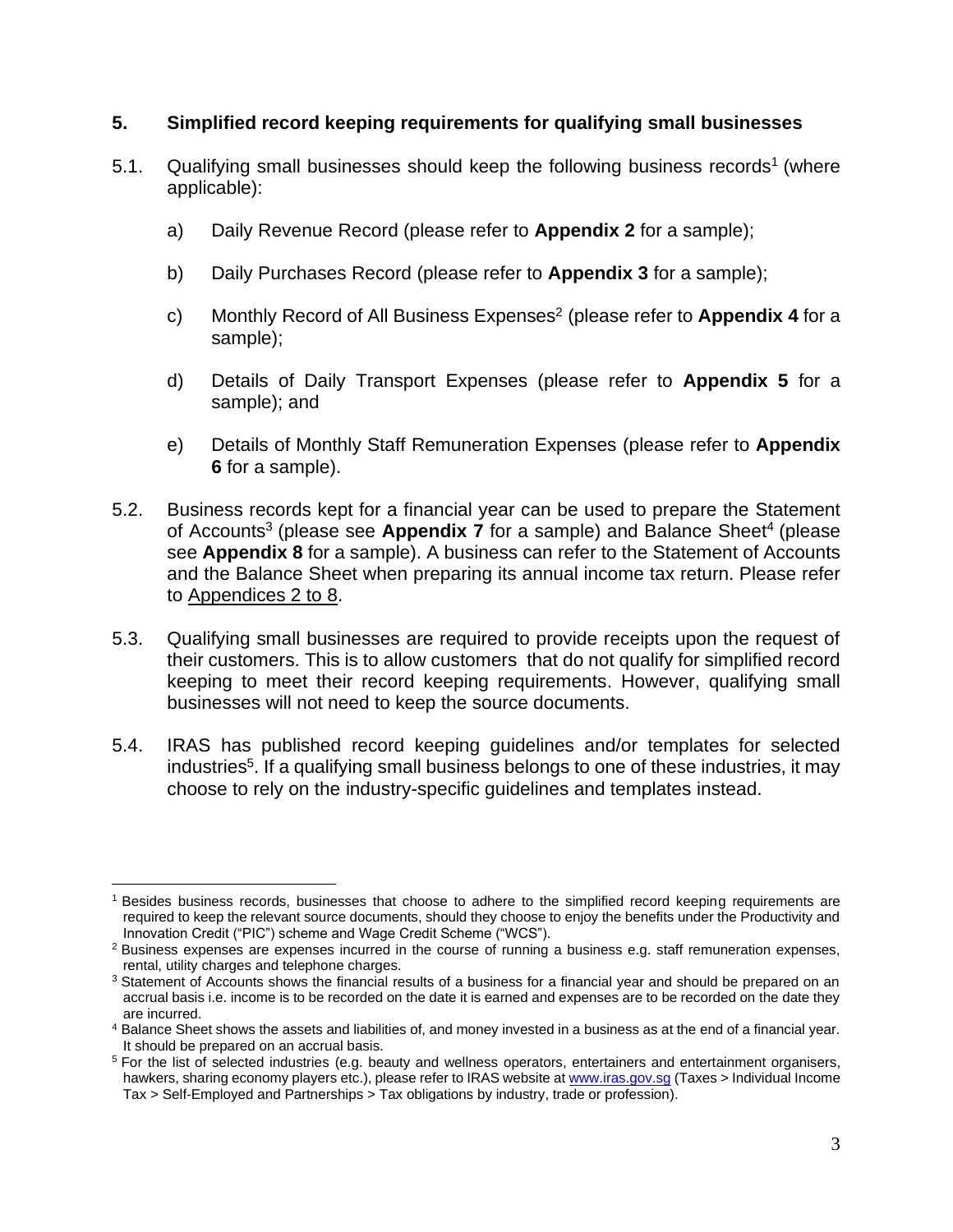## 5. Simplified record keeping requirements for qualifying small businesses

5.1. Qualifying small businesses should keep the following business records[1] (where applicable):

a) Daily Revenue Record (please refer to **Appendix 2** for a sample);

b) Daily Purchases Record (please refer to **Appendix 3** for a sample);

c) Monthly Record of All Business Expenses[2] (please refer to **Appendix 4** for a sample);

d) Details of Daily Transport Expenses (please refer to **Appendix 5** for a sample); and

e) Details of Monthly Staff Remuneration Expenses (please refer to **Appendix 6** for a sample).

5.2. Business records kept for a financial year can be used to prepare the Statement of Accounts[3] (please see **Appendix 7** for a sample) and Balance Sheet[4] (please see **Appendix 8** for a sample). A business can refer to the Statement of Accounts and the Balance Sheet when preparing its annual income tax return. Please refer to Appendices 2 to 8.

5.3. Qualifying small businesses are required to provide receipts upon the request of their customers. This is to allow customers that do not qualify for simplified record keeping to meet their record keeping requirements. However, qualifying small businesses will not need to keep the source documents.

5.4. IRAS has published record keeping guidelines and/or templates for selected industries[5]. If a qualifying small business belongs to one of these industries, it may choose to rely on the industry-specific guidelines and templates instead.

---

[1] Besides business records, businesses that choose to adhere to the simplified record keeping requirements are required to keep the relevant source documents, should they choose to enjoy the benefits under the Productivity and Innovation Credit ("PIC") scheme and Wage Credit Scheme ("WCS").

[2] Business expenses are expenses incurred in the course of running a business e.g. staff remuneration expenses, rental, utility charges and telephone charges.

[3] Statement of Accounts shows the financial results of a business for a financial year and should be prepared on an accrual basis i.e. income is to be recorded on the date it is earned and expenses are to be recorded on the date they are incurred.

[4] Balance Sheet shows the assets and liabilities of, and money invested in a business as at the end of a financial year. It should be prepared on an accrual basis.

[5] For the list of selected industries (e.g. beauty and wellness operators, entertainers and entertainment organisers, hawkers, sharing economy players etc.), please refer to IRAS website at www.iras.gov.sg (Taxes > Individual Income Tax > Self-Employed and Partnerships > Tax obligations by industry, trade or profession).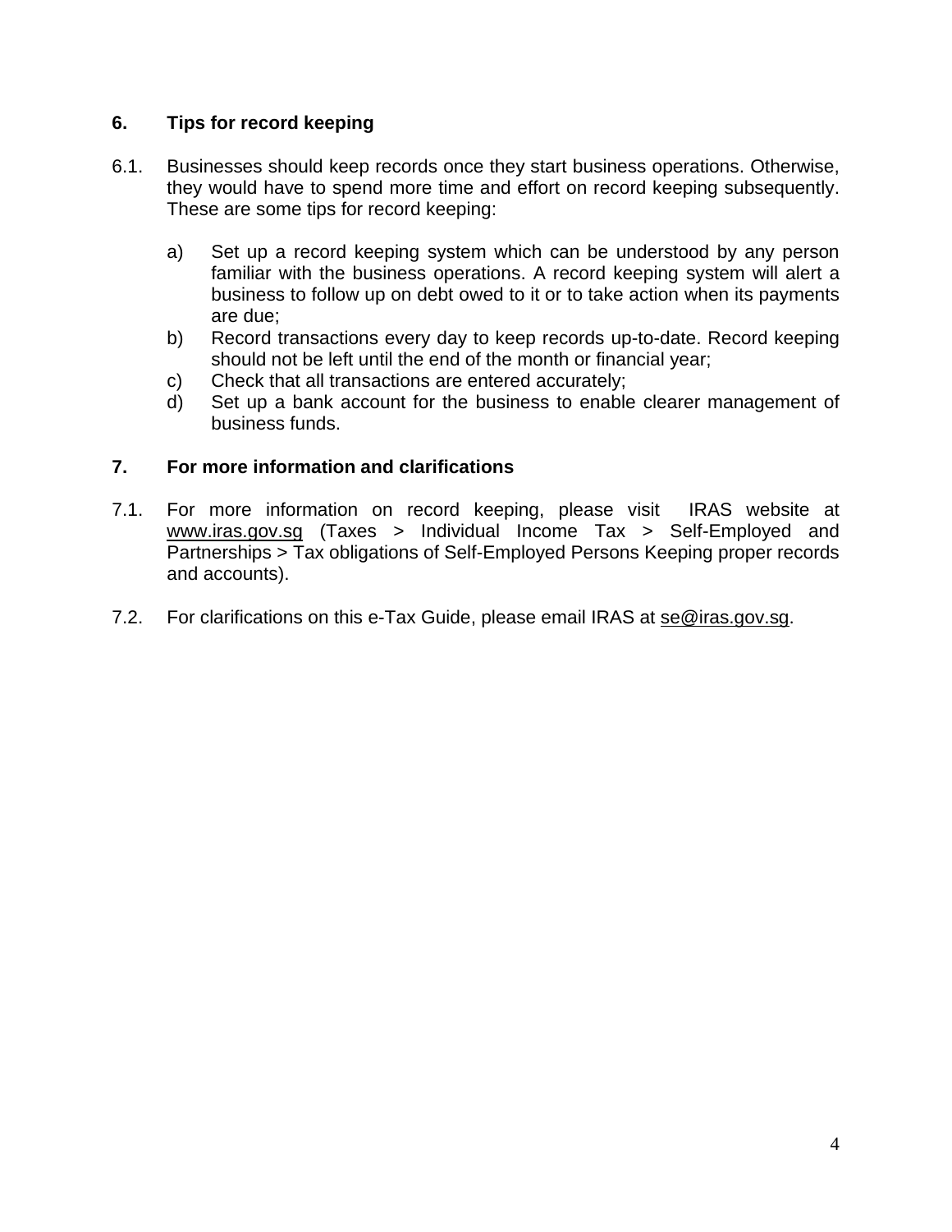## 6. Tips for record keeping

6.1. Businesses should keep records once they start business operations. Otherwise, they would have to spend more time and effort on record keeping subsequently. These are some tips for record keeping:

a) Set up a record keeping system which can be understood by any person familiar with the business operations. A record keeping system will alert a business to follow up on debt owed to it or to take action when its payments are due;
b) Record transactions every day to keep records up-to-date. Record keeping should not be left until the end of the month or financial year;
c) Check that all transactions are entered accurately;
d) Set up a bank account for the business to enable clearer management of business funds.

## 7. For more information and clarifications

7.1. For more information on record keeping, please visit IRAS website at www.iras.gov.sg (Taxes > Individual Income Tax > Self-Employed and Partnerships > Tax obligations of Self-Employed Persons Keeping proper records and accounts).

7.2. For clarifications on this e-Tax Guide, please email IRAS at se@iras.gov.sg.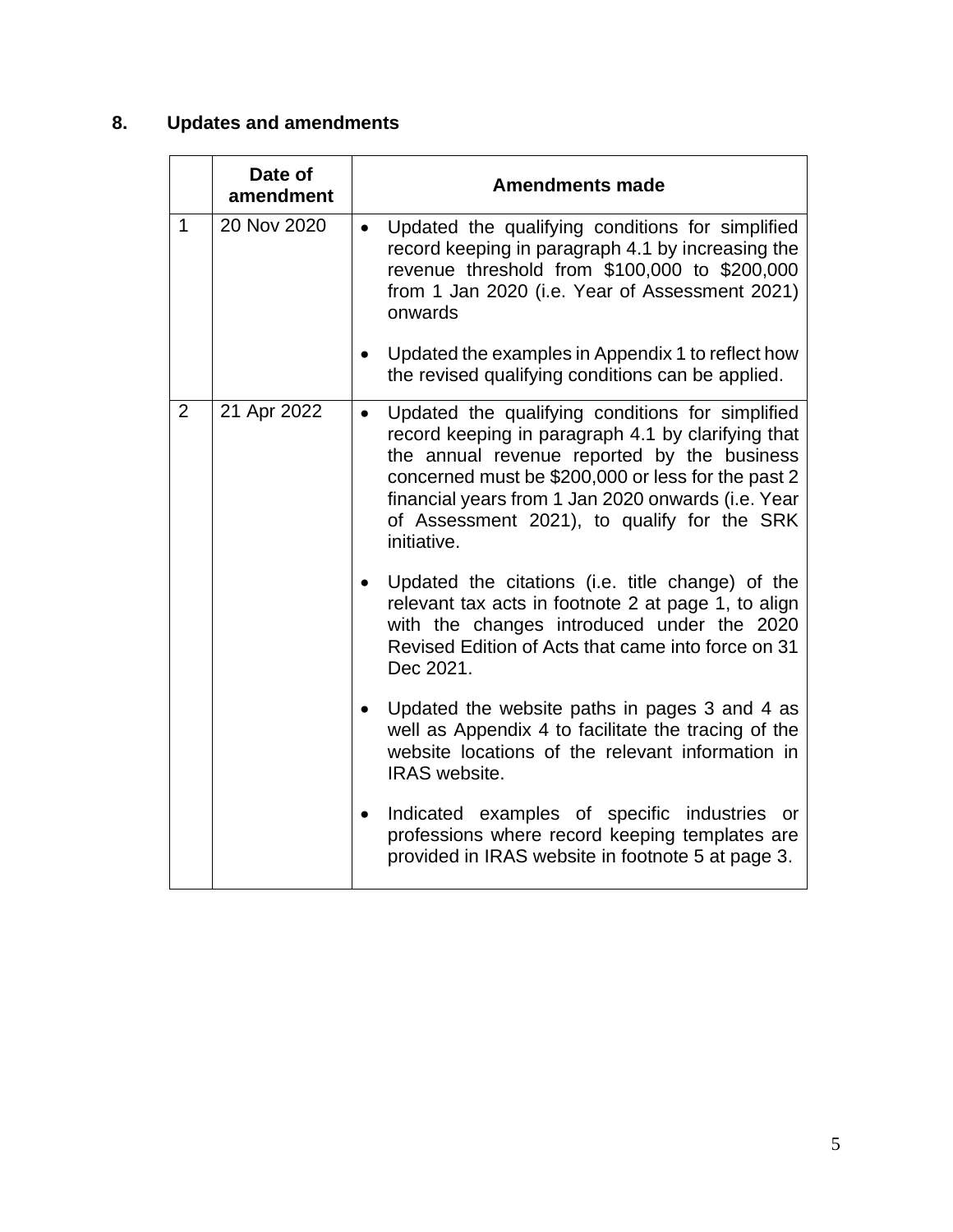## 8. Updates and amendments

| | Date of amendment | Amendments made |
|---|---|---|
| 1 | 20 Nov 2020 | • Updated the qualifying conditions for simplified record keeping in paragraph 4.1 by increasing the revenue threshold from \$100,000 to \$200,000 from 1 Jan 2020 (i.e. Year of Assessment 2021) onwards<br><br>• Updated the examples in Appendix 1 to reflect how the revised qualifying conditions can be applied. |
| 2 | 21 Apr 2022 | • Updated the qualifying conditions for simplified record keeping in paragraph 4.1 by clarifying that the annual revenue reported by the business concerned must be \$200,000 or less for the past 2 financial years from 1 Jan 2020 onwards (i.e. Year of Assessment 2021), to qualify for the SRK initiative.<br><br>• Updated the citations (i.e. title change) of the relevant tax acts in footnote 2 at page 1, to align with the changes introduced under the 2020 Revised Edition of Acts that came into force on 31 Dec 2021.<br><br>• Updated the website paths in pages 3 and 4 as well as Appendix 4 to facilitate the tracing of the website locations of the relevant information in IRAS website.<br><br>• Indicated examples of specific industries or professions where record keeping templates are provided in IRAS website in footnote 5 at page 3. |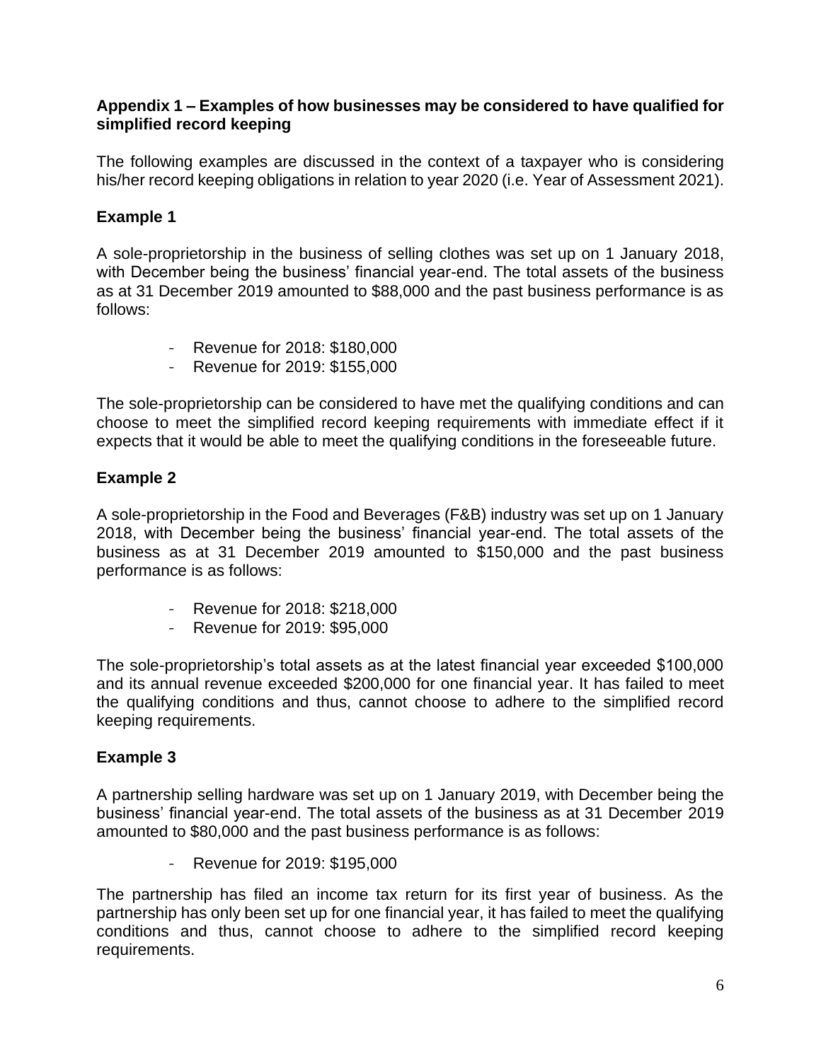## Appendix 1 – Examples of how businesses may be considered to have qualified for simplified record keeping

The following examples are discussed in the context of a taxpayer who is considering his/her record keeping obligations in relation to year 2020 (i.e. Year of Assessment 2021).

### Example 1

A sole-proprietorship in the business of selling clothes was set up on 1 January 2018, with December being the business' financial year-end. The total assets of the business as at 31 December 2019 amounted to $88,000 and the past business performance is as follows:

- Revenue for 2018: $180,000
- Revenue for 2019: $155,000

The sole-proprietorship can be considered to have met the qualifying conditions and can choose to meet the simplified record keeping requirements with immediate effect if it expects that it would be able to meet the qualifying conditions in the foreseeable future.

### Example 2

A sole-proprietorship in the Food and Beverages (F&B) industry was set up on 1 January 2018, with December being the business' financial year-end. The total assets of the business as at 31 December 2019 amounted to $150,000 and the past business performance is as follows:

- Revenue for 2018: $218,000
- Revenue for 2019: $95,000

The sole-proprietorship's total assets as at the latest financial year exceeded $100,000 and its annual revenue exceeded $200,000 for one financial year. It has failed to meet the qualifying conditions and thus, cannot choose to adhere to the simplified record keeping requirements.

### Example 3

A partnership selling hardware was set up on 1 January 2019, with December being the business' financial year-end. The total assets of the business as at 31 December 2019 amounted to $80,000 and the past business performance is as follows:

- Revenue for 2019: $195,000

The partnership has filed an income tax return for its first year of business. As the partnership has only been set up for one financial year, it has failed to meet the qualifying conditions and thus, cannot choose to adhere to the simplified record keeping requirements.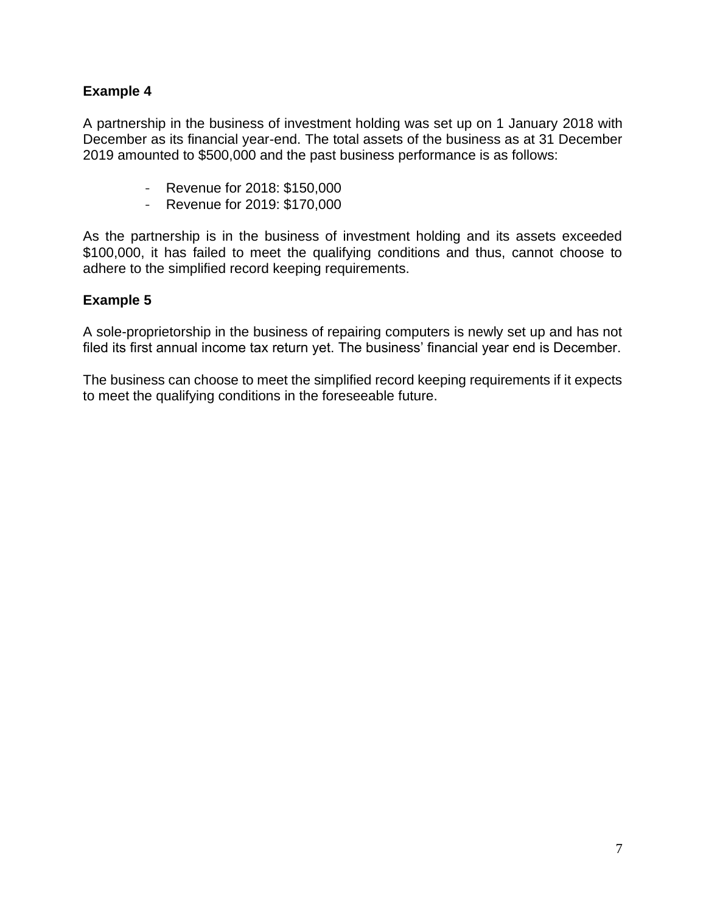**Example 4**

A partnership in the business of investment holding was set up on 1 January 2018 with December as its financial year-end. The total assets of the business as at 31 December 2019 amounted to $500,000 and the past business performance is as follows:

- Revenue for 2018: $150,000
- Revenue for 2019: $170,000

As the partnership is in the business of investment holding and its assets exceeded $100,000, it has failed to meet the qualifying conditions and thus, cannot choose to adhere to the simplified record keeping requirements.

**Example 5**

A sole-proprietorship in the business of repairing computers is newly set up and has not filed its first annual income tax return yet. The business' financial year end is December.

The business can choose to meet the simplified record keeping requirements if it expects to meet the qualifying conditions in the foreseeable future.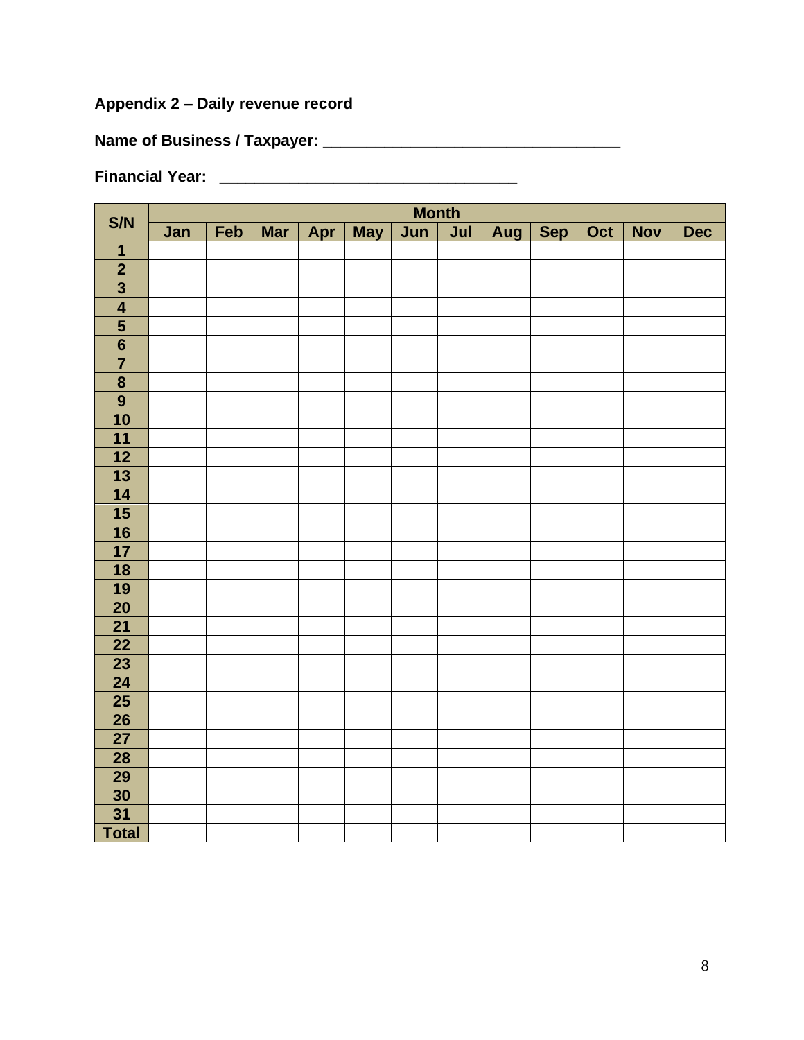**Appendix 2 – Daily revenue record**

**Name of Business / Taxpayer: ___________________________________**

**Financial Year: ___________________________________**

| S/N | Month | | | | | | | | | | | |
|---|---|---|---|---|---|---|---|---|---|---|---|---|
| | Jan | Feb | Mar | Apr | May | Jun | Jul | Aug | Sep | Oct | Nov | Dec |
| 1 | | | | | | | | | | | | |
| 2 | | | | | | | | | | | | |
| 3 | | | | | | | | | | | | |
| 4 | | | | | | | | | | | | |
| 5 | | | | | | | | | | | | |
| 6 | | | | | | | | | | | | |
| 7 | | | | | | | | | | | | |
| 8 | | | | | | | | | | | | |
| 9 | | | | | | | | | | | | |
| 10 | | | | | | | | | | | | |
| 11 | | | | | | | | | | | | |
| 12 | | | | | | | | | | | | |
| 13 | | | | | | | | | | | | |
| 14 | | | | | | | | | | | | |
| 15 | | | | | | | | | | | | |
| 16 | | | | | | | | | | | | |
| 17 | | | | | | | | | | | | |
| 18 | | | | | | | | | | | | |
| 19 | | | | | | | | | | | | |
| 20 | | | | | | | | | | | | |
| 21 | | | | | | | | | | | | |
| 22 | | | | | | | | | | | | |
| 23 | | | | | | | | | | | | |
| 24 | | | | | | | | | | | | |
| 25 | | | | | | | | | | | | |
| 26 | | | | | | | | | | | | |
| 27 | | | | | | | | | | | | |
| 28 | | | | | | | | | | | | |
| 29 | | | | | | | | | | | | |
| 30 | | | | | | | | | | | | |
| 31 | | | | | | | | | | | | |
| Total | | | | | | | | | | | | |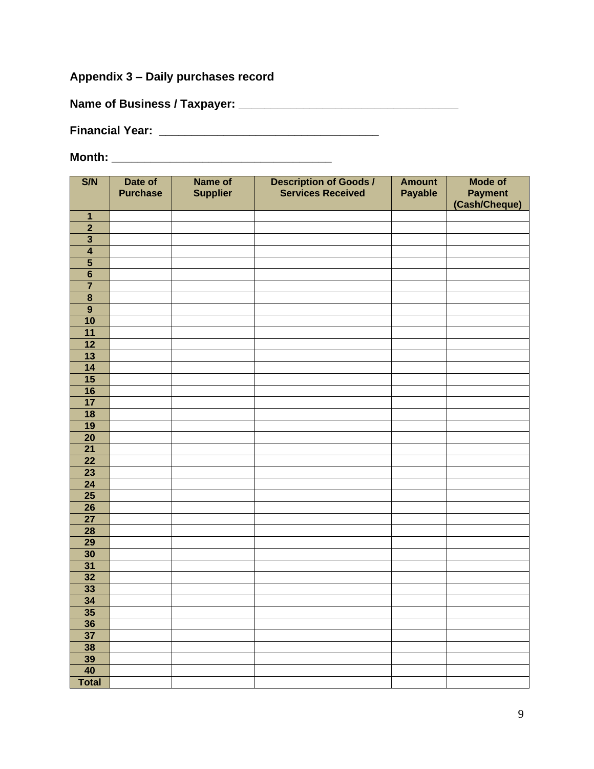### Appendix 3 – Daily purchases record

**Name of Business / Taxpayer: ___________________________________**

**Financial Year: ___________________________________**

**Month: ___________________________________**

| S/N | Date of Purchase | Name of Supplier | Description of Goods / Services Received | Amount Payable | Mode of Payment (Cash/Cheque) |
|---|---|---|---|---|---|
| 1 | | | | | |
| 2 | | | | | |
| 3 | | | | | |
| 4 | | | | | |
| 5 | | | | | |
| 6 | | | | | |
| 7 | | | | | |
| 8 | | | | | |
| 9 | | | | | |
| 10 | | | | | |
| 11 | | | | | |
| 12 | | | | | |
| 13 | | | | | |
| 14 | | | | | |
| 15 | | | | | |
| 16 | | | | | |
| 17 | | | | | |
| 18 | | | | | |
| 19 | | | | | |
| 20 | | | | | |
| 21 | | | | | |
| 22 | | | | | |
| 23 | | | | | |
| 24 | | | | | |
| 25 | | | | | |
| 26 | | | | | |
| 27 | | | | | |
| 28 | | | | | |
| 29 | | | | | |
| 30 | | | | | |
| 31 | | | | | |
| 32 | | | | | |
| 33 | | | | | |
| 34 | | | | | |
| 35 | | | | | |
| 36 | | | | | |
| 37 | | | | | |
| 38 | | | | | |
| 39 | | | | | |
| 40 | | | | | |
| Total | | | | | |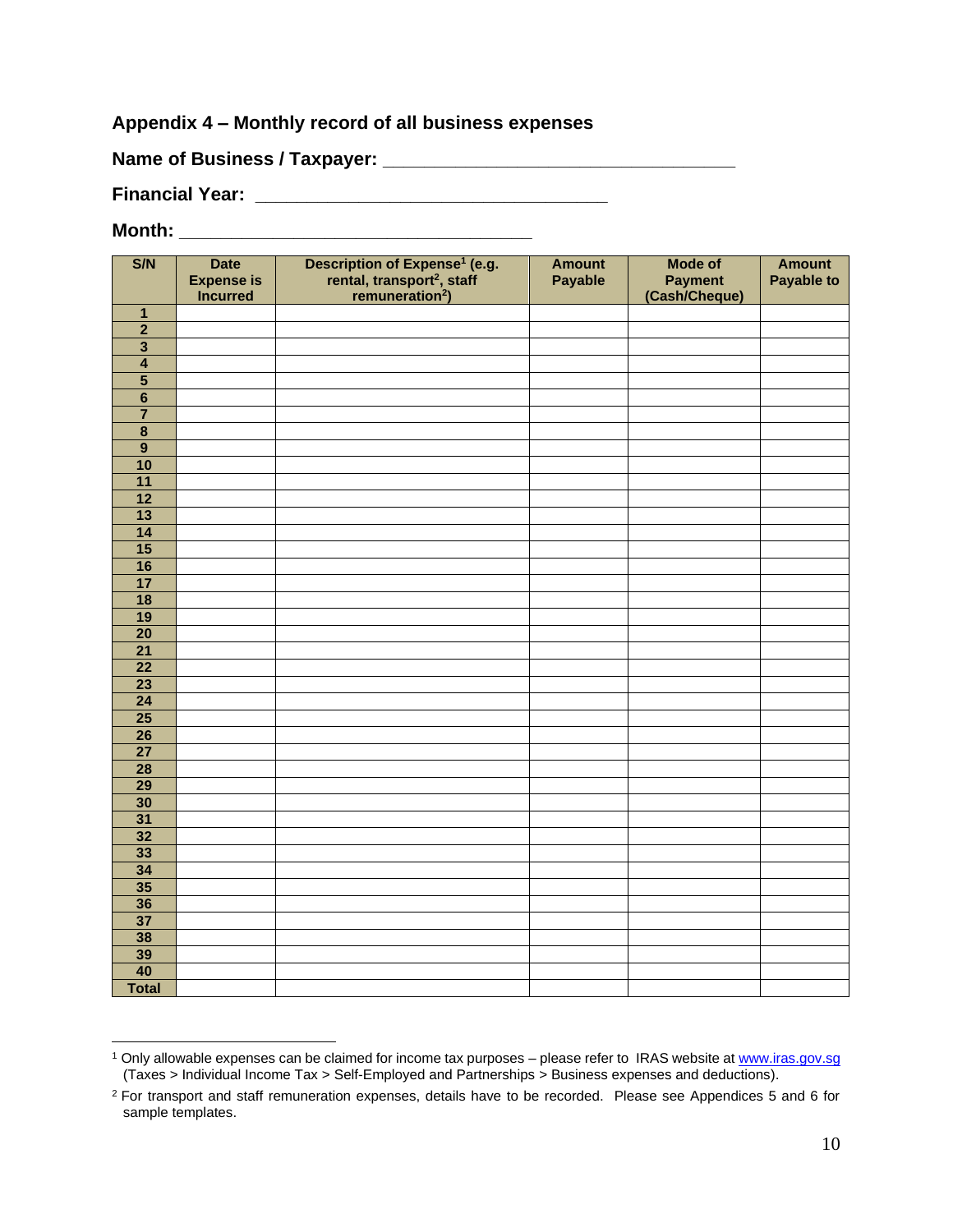## Appendix 4 – Monthly record of all business expenses

**Name of Business / Taxpayer: \_\_\_\_\_\_\_\_\_\_\_\_\_\_\_\_\_\_\_\_\_\_\_\_\_\_\_\_\_\_\_\_\_\_**

**Financial Year: \_\_\_\_\_\_\_\_\_\_\_\_\_\_\_\_\_\_\_\_\_\_\_\_\_\_\_\_\_\_\_\_\_\_**

**Month: \_\_\_\_\_\_\_\_\_\_\_\_\_\_\_\_\_\_\_\_\_\_\_\_\_\_\_\_\_\_\_\_\_\_**

| S/N | Date Expense is Incurred | Description of Expense[1] (e.g. rental, transport[2], staff remuneration[2]) | Amount Payable | Mode of Payment (Cash/Cheque) | Amount Payable to |
|---|---|---|---|---|---|
| 1 | | | | | |
| 2 | | | | | |
| 3 | | | | | |
| 4 | | | | | |
| 5 | | | | | |
| 6 | | | | | |
| 7 | | | | | |
| 8 | | | | | |
| 9 | | | | | |
| 10 | | | | | |
| 11 | | | | | |
| 12 | | | | | |
| 13 | | | | | |
| 14 | | | | | |
| 15 | | | | | |
| 16 | | | | | |
| 17 | | | | | |
| 18 | | | | | |
| 19 | | | | | |
| 20 | | | | | |
| 21 | | | | | |
| 22 | | | | | |
| 23 | | | | | |
| 24 | | | | | |
| 25 | | | | | |
| 26 | | | | | |
| 27 | | | | | |
| 28 | | | | | |
| 29 | | | | | |
| 30 | | | | | |
| 31 | | | | | |
| 32 | | | | | |
| 33 | | | | | |
| 34 | | | | | |
| 35 | | | | | |
| 36 | | | | | |
| 37 | | | | | |
| 38 | | | | | |
| 39 | | | | | |
| 40 | | | | | |
| Total | | | | | |

[1] Only allowable expenses can be claimed for income tax purposes – please refer to IRAS website at www.iras.gov.sg (Taxes > Individual Income Tax > Self-Employed and Partnerships > Business expenses and deductions).

[2] For transport and staff remuneration expenses, details have to be recorded. Please see Appendices 5 and 6 for sample templates.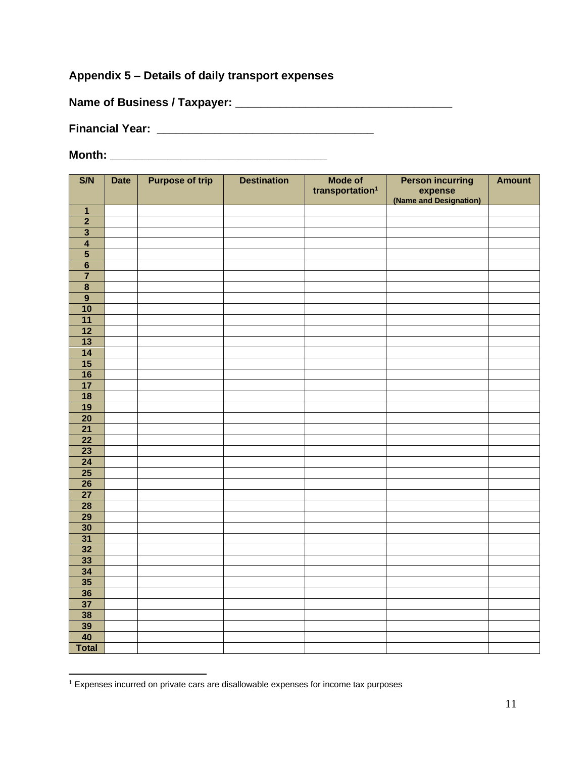## Appendix 5 – Details of daily transport expenses

**Name of Business / Taxpayer: ___________________________________**

**Financial Year: ___________________________________**

**Month: ___________________________________**

| S/N | Date | Purpose of trip | Destination | Mode of transportation[1] | Person incurring expense (Name and Designation) | Amount |
|---|---|---|---|---|---|---|
| 1 | | | | | | |
| 2 | | | | | | |
| 3 | | | | | | |
| 4 | | | | | | |
| 5 | | | | | | |
| 6 | | | | | | |
| 7 | | | | | | |
| 8 | | | | | | |
| 9 | | | | | | |
| 10 | | | | | | |
| 11 | | | | | | |
| 12 | | | | | | |
| 13 | | | | | | |
| 14 | | | | | | |
| 15 | | | | | | |
| 16 | | | | | | |
| 17 | | | | | | |
| 18 | | | | | | |
| 19 | | | | | | |
| 20 | | | | | | |
| 21 | | | | | | |
| 22 | | | | | | |
| 23 | | | | | | |
| 24 | | | | | | |
| 25 | | | | | | |
| 26 | | | | | | |
| 27 | | | | | | |
| 28 | | | | | | |
| 29 | | | | | | |
| 30 | | | | | | |
| 31 | | | | | | |
| 32 | | | | | | |
| 33 | | | | | | |
| 34 | | | | | | |
| 35 | | | | | | |
| 36 | | | | | | |
| 37 | | | | | | |
| 38 | | | | | | |
| 39 | | | | | | |
| 40 | | | | | | |
| Total | | | | | | |

[1] Expenses incurred on private cars are disallowable expenses for income tax purposes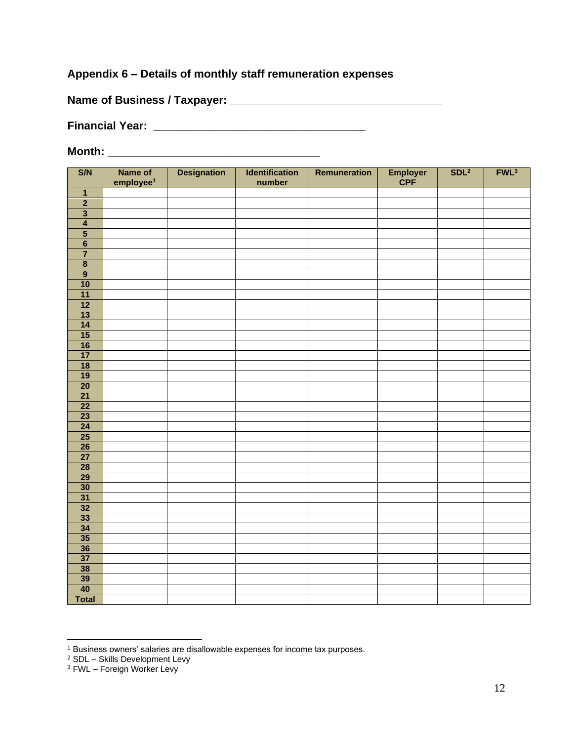## Appendix 6 – Details of monthly staff remuneration expenses

**Name of Business / Taxpayer: ___________________________________**

**Financial Year: ___________________________________**

**Month: ___________________________________**

| S/N | Name of employee[1] | Designation | Identification number | Remuneration | Employer CPF | SDL[2] | FWL[3] |
|---|---|---|---|---|---|---|---|
| 1 | | | | | | | |
| 2 | | | | | | | |
| 3 | | | | | | | |
| 4 | | | | | | | |
| 5 | | | | | | | |
| 6 | | | | | | | |
| 7 | | | | | | | |
| 8 | | | | | | | |
| 9 | | | | | | | |
| 10 | | | | | | | |
| 11 | | | | | | | |
| 12 | | | | | | | |
| 13 | | | | | | | |
| 14 | | | | | | | |
| 15 | | | | | | | |
| 16 | | | | | | | |
| 17 | | | | | | | |
| 18 | | | | | | | |
| 19 | | | | | | | |
| 20 | | | | | | | |
| 21 | | | | | | | |
| 22 | | | | | | | |
| 23 | | | | | | | |
| 24 | | | | | | | |
| 25 | | | | | | | |
| 26 | | | | | | | |
| 27 | | | | | | | |
| 28 | | | | | | | |
| 29 | | | | | | | |
| 30 | | | | | | | |
| 31 | | | | | | | |
| 32 | | | | | | | |
| 33 | | | | | | | |
| 34 | | | | | | | |
| 35 | | | | | | | |
| 36 | | | | | | | |
| 37 | | | | | | | |
| 38 | | | | | | | |
| 39 | | | | | | | |
| 40 | | | | | | | |
| Total | | | | | | | |

[1] Business owners' salaries are disallowable expenses for income tax purposes.
[2] SDL – Skills Development Levy
[3] FWL – Foreign Worker Levy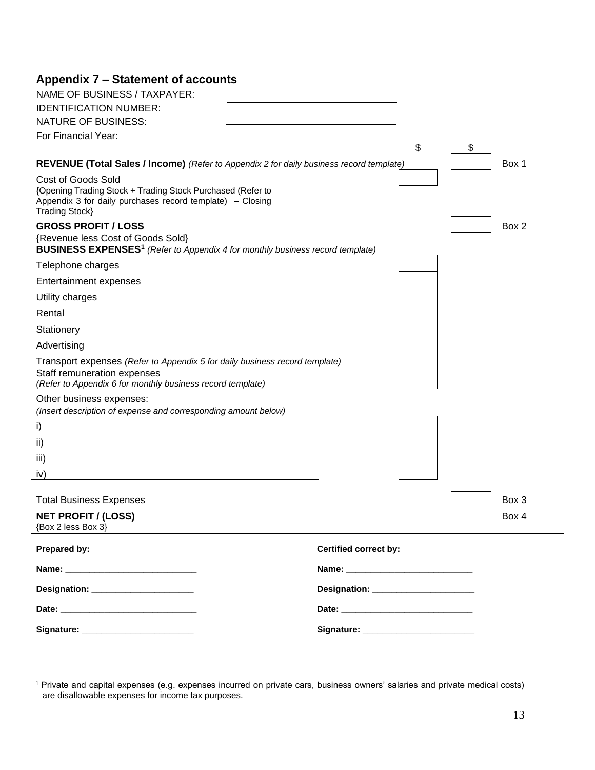## Appendix 7 – Statement of accounts

NAME OF BUSINESS / TAXPAYER: ______________________________

IDENTIFICATION NUMBER: ______________________________

NATURE OF BUSINESS: ______________________________

For Financial Year:

| | $ | $ | |
|---|---|---|---|
| **REVENUE (Total Sales / Income)** *(Refer to Appendix 2 for daily business record template)* | | | Box 1 |
| Cost of Goods Sold<br>{Opening Trading Stock + Trading Stock Purchased (Refer to Appendix 3 for daily purchases record template) – Closing Trading Stock} | | | |
| **GROSS PROFIT / LOSS**<br>{Revenue less Cost of Goods Sold} | | | Box 2 |
| **BUSINESS EXPENSES**[1] *(Refer to Appendix 4 for monthly business record template)* | | | |
| Telephone charges | | | |
| Entertainment expenses | | | |
| Utility charges | | | |
| Rental | | | |
| Stationery | | | |
| Advertising | | | |
| Transport expenses *(Refer to Appendix 5 for daily business record template)* | | | |
| Staff remuneration expenses<br>*(Refer to Appendix 6 for monthly business record template)* | | | |
| Other business expenses:<br>*(Insert description of expense and corresponding amount below)* | | | |
| i) | | | |
| ii) | | | |
| iii) | | | |
| iv) | | | |
| Total Business Expenses | | | Box 3 |
| **NET PROFIT / (LOSS)**<br>{Box 2 less Box 3} | | | Box 4 |

| **Prepared by:** | **Certified correct by:** |
|---|---|
| **Name:** ___________________________ | **Name:** ___________________________ |
| **Designation:** _____________________ | **Designation:** _____________________ |
| **Date:** ___________________________ | **Date:** ___________________________ |
| **Signature:** _______________________ | **Signature:** _______________________ |

[1] Private and capital expenses (e.g. expenses incurred on private cars, business owners' salaries and private medical costs) are disallowable expenses for income tax purposes.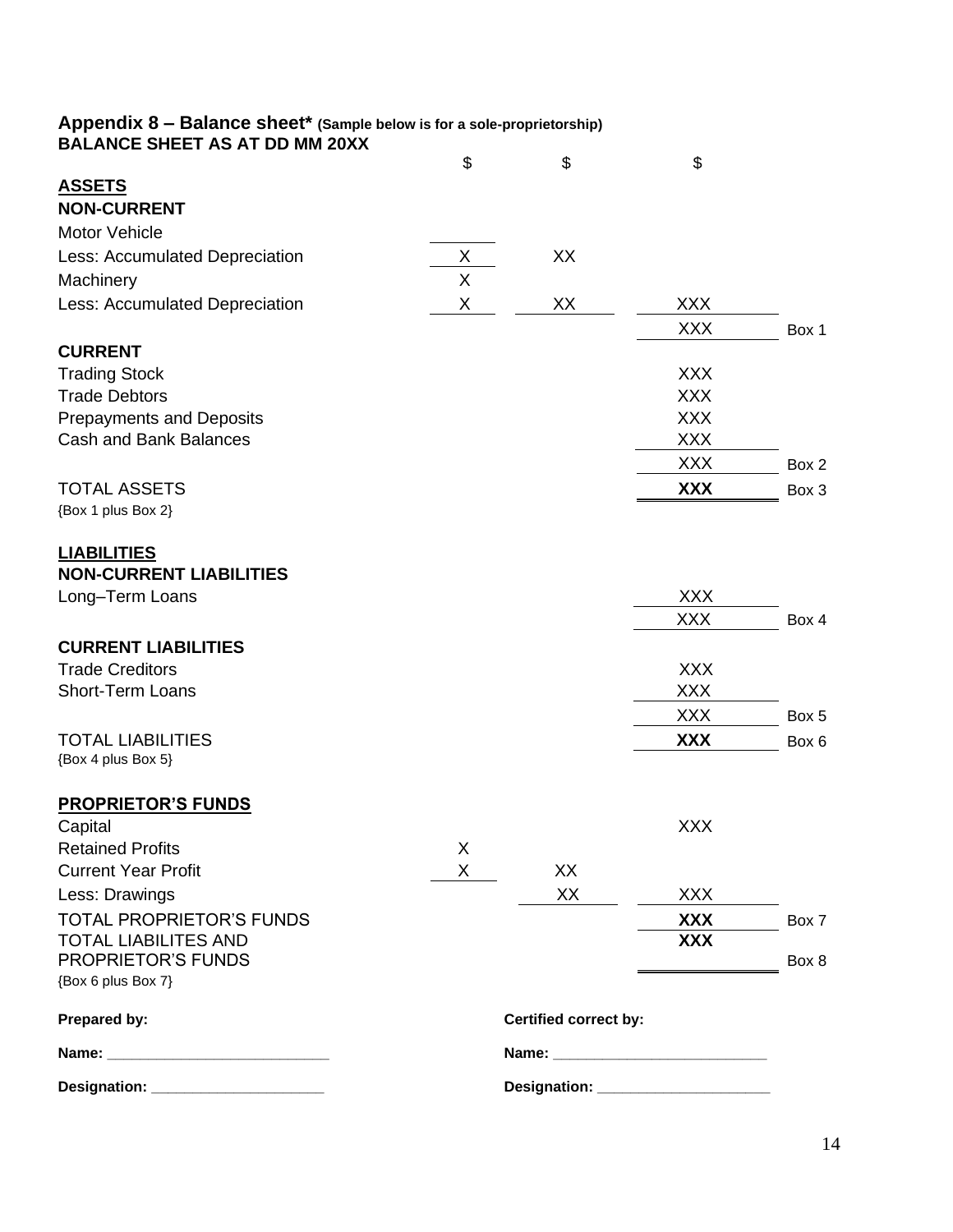## Appendix 8 – Balance sheet* (Sample below is for a sole-proprietorship)

**BALANCE SHEET AS AT DD MM 20XX**

| | $ | $ | $ | |
|---|---|---|---|---|
| **ASSETS** | | | | |
| **NON-CURRENT** | | | | |
| Motor Vehicle | | | | |
| Less: Accumulated Depreciation | X | XX | | |
| Machinery | X | | | |
| Less: Accumulated Depreciation | X | XX | XXX | |
| | | | XXX | Box 1 |
| **CURRENT** | | | | |
| Trading Stock | | | XXX | |
| Trade Debtors | | | XXX | |
| Prepayments and Deposits | | | XXX | |
| Cash and Bank Balances | | | XXX | |
| | | | XXX | Box 2 |
| TOTAL ASSETS<br>{Box 1 plus Box 2} | | | **XXX** | Box 3 |
| **LIABILITIES** | | | | |
| **NON-CURRENT LIABILITIES** | | | | |
| Long–Term Loans | | | XXX | |
| | | | XXX | Box 4 |
| **CURRENT LIABILITIES** | | | | |
| Trade Creditors | | | XXX | |
| Short-Term Loans | | | XXX | |
| | | | XXX | Box 5 |
| TOTAL LIABILITIES<br>{Box 4 plus Box 5} | | | **XXX** | Box 6 |
| **PROPRIETOR'S FUNDS** | | | | |
| Capital | | | XXX | |
| Retained Profits | X | | | |
| Current Year Profit | X | XX | | |
| Less: Drawings | | XX | XXX | |
| TOTAL PROPRIETOR'S FUNDS | | | **XXX** | Box 7 |
| TOTAL LIABILITES AND PROPRIETOR'S FUNDS<br>{Box 6 plus Box 7} | | | **XXX** | Box 8 |

**Prepared by:**

**Name:** ___________________________

**Designation:** _____________________

**Certified correct by:**

**Name:** ___________________________

**Designation:** _____________________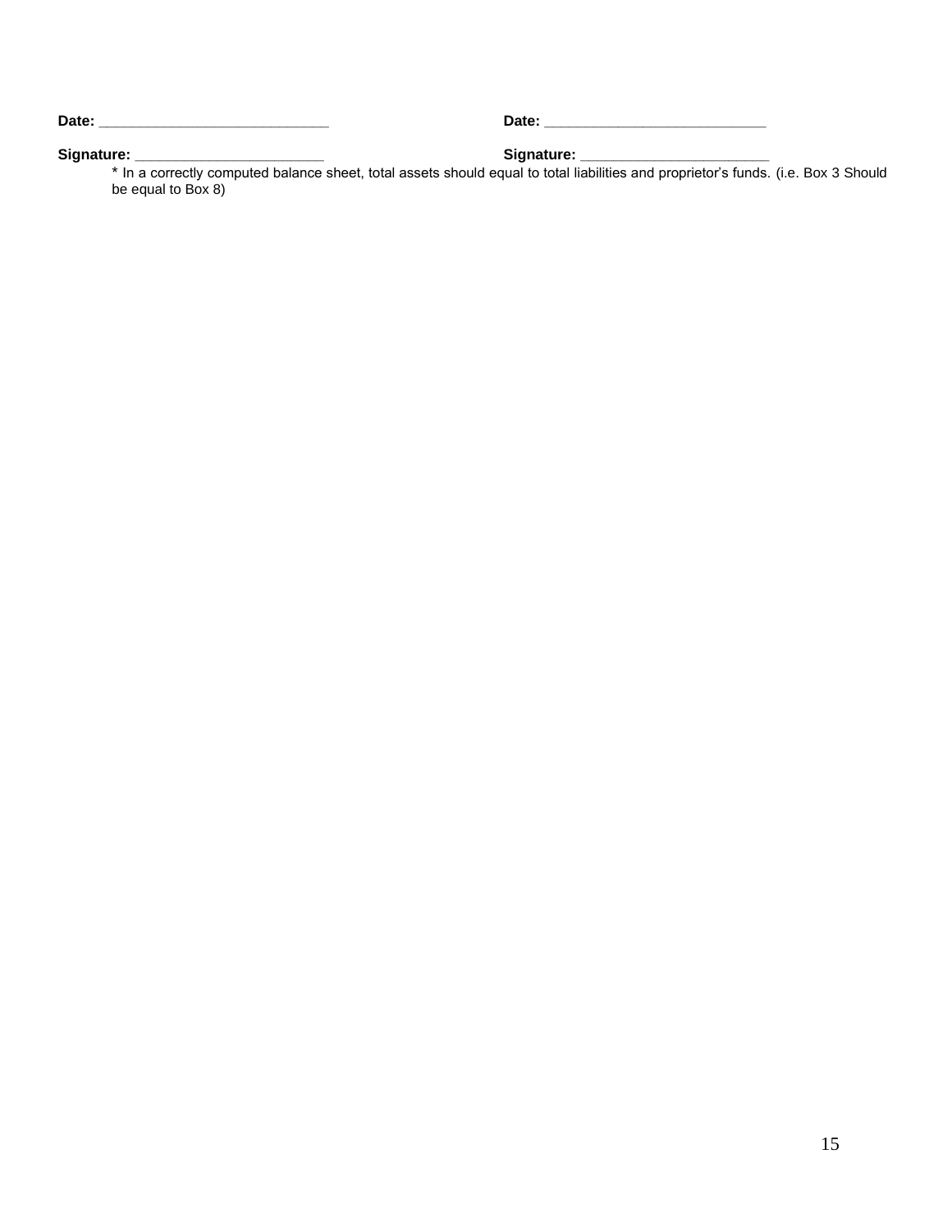**Date:** ____________________________ **Date:** ___________________________

**Signature:** _______________________ **Signature:** _______________________

* In a correctly computed balance sheet, total assets should equal to total liabilities and proprietor's funds. (i.e. Box 3 Should be equal to Box 8)